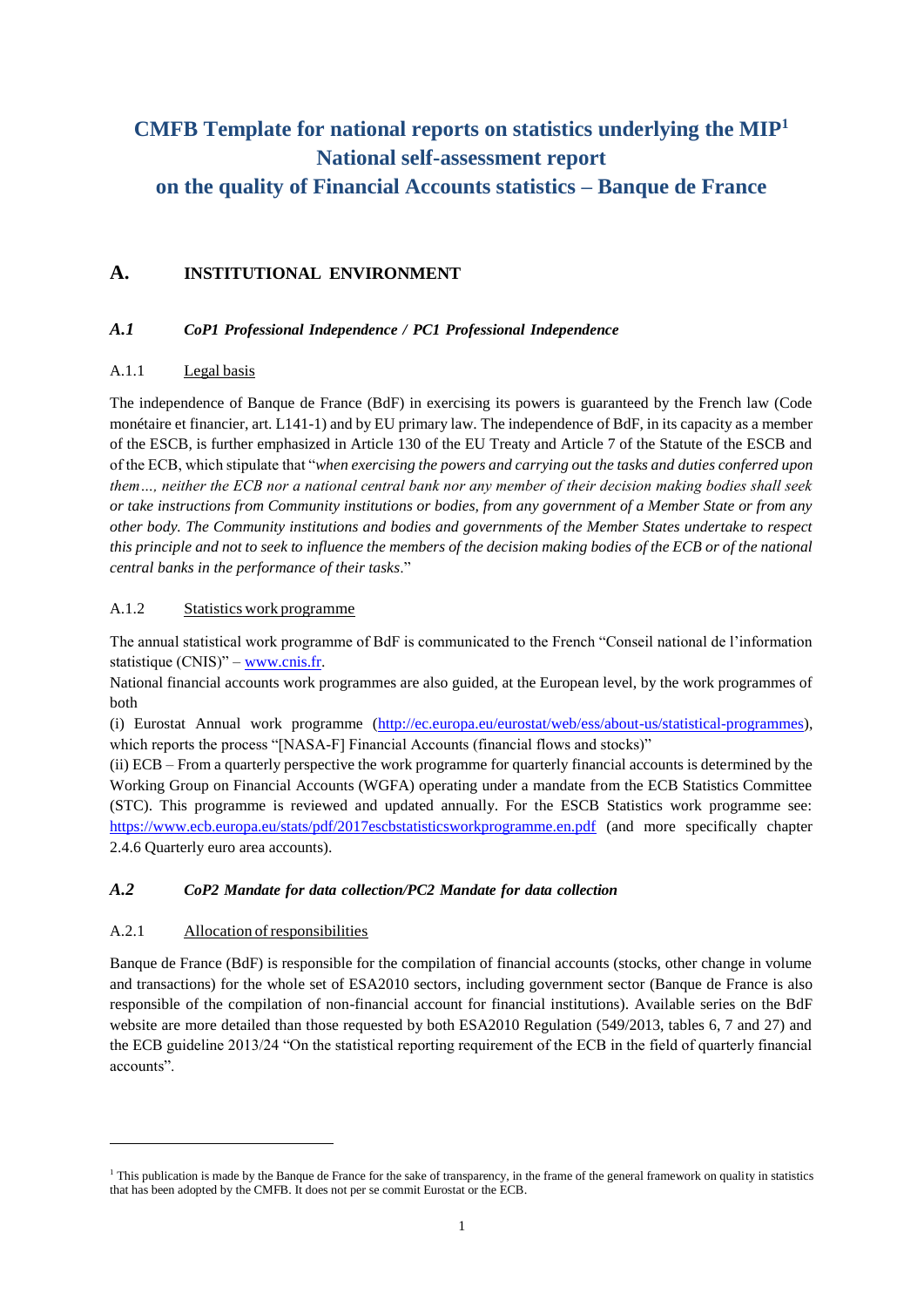# CMFB Template for national reports on statistics underlying the MIP[1]
# National self-assessment report
# on the quality of Financial Accounts statistics – Banque de France

## A. INSTITUTIONAL ENVIRONMENT

### *A.1 CoP1 Professional Independence / PC1 Professional Independence*

#### A.1.1 Legal basis

The independence of Banque de France (BdF) in exercising its powers is guaranteed by the French law (Code monétaire et financier, art. L141-1) and by EU primary law. The independence of BdF, in its capacity as a member of the ESCB, is further emphasized in Article 130 of the EU Treaty and Article 7 of the Statute of the ESCB and of the ECB, which stipulate that "*when exercising the powers and carrying out the tasks and duties conferred upon them…, neither the ECB nor a national central bank nor any member of their decision making bodies shall seek or take instructions from Community institutions or bodies, from any government of a Member State or from any other body. The Community institutions and bodies and governments of the Member States undertake to respect this principle and not to seek to influence the members of the decision making bodies of the ECB or of the national central banks in the performance of their tasks*."

#### A.1.2 Statistics work programme

The annual statistical work programme of BdF is communicated to the French "Conseil national de l'information statistique (CNIS)" – www.cnis.fr.

National financial accounts work programmes are also guided, at the European level, by the work programmes of both

(i) Eurostat Annual work programme (http://ec.europa.eu/eurostat/web/ess/about-us/statistical-programmes), which reports the process "[NASA-F] Financial Accounts (financial flows and stocks)"

(ii) ECB – From a quarterly perspective the work programme for quarterly financial accounts is determined by the Working Group on Financial Accounts (WGFA) operating under a mandate from the ECB Statistics Committee (STC). This programme is reviewed and updated annually. For the ESCB Statistics work programme see: https://www.ecb.europa.eu/stats/pdf/2017escbstatisticsworkprogramme.en.pdf (and more specifically chapter 2.4.6 Quarterly euro area accounts).

### *A.2 CoP2 Mandate for data collection/PC2 Mandate for data collection*

#### A.2.1 Allocation of responsibilities

Banque de France (BdF) is responsible for the compilation of financial accounts (stocks, other change in volume and transactions) for the whole set of ESA2010 sectors, including government sector (Banque de France is also responsible of the compilation of non-financial account for financial institutions). Available series on the BdF website are more detailed than those requested by both ESA2010 Regulation (549/2013, tables 6, 7 and 27) and the ECB guideline 2013/24 "On the statistical reporting requirement of the ECB in the field of quarterly financial accounts".

[1] This publication is made by the Banque de France for the sake of transparency, in the frame of the general framework on quality in statistics that has been adopted by the CMFB. It does not per se commit Eurostat or the ECB.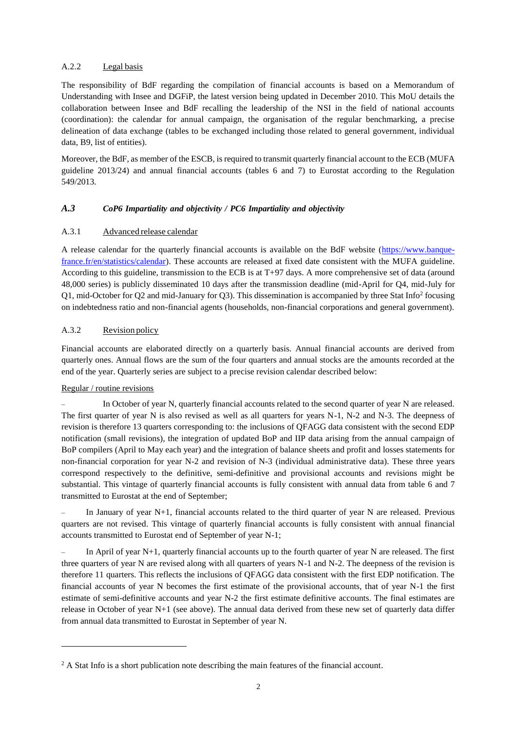### A.2.2 Legal basis

The responsibility of BdF regarding the compilation of financial accounts is based on a Memorandum of Understanding with Insee and DGFiP, the latest version being updated in December 2010. This MoU details the collaboration between Insee and BdF recalling the leadership of the NSI in the field of national accounts (coordination): the calendar for annual campaign, the organisation of the regular benchmarking, a precise delineation of data exchange (tables to be exchanged including those related to general government, individual data, B9, list of entities).

Moreover, the BdF, as member of the ESCB, is required to transmit quarterly financial account to the ECB (MUFA guideline 2013/24) and annual financial accounts (tables 6 and 7) to Eurostat according to the Regulation 549/2013.

## *A.3 CoP6 Impartiality and objectivity / PC6 Impartiality and objectivity*

### A.3.1 Advanced release calendar

A release calendar for the quarterly financial accounts is available on the BdF website (https://www.banque-france.fr/en/statistics/calendar). These accounts are released at fixed date consistent with the MUFA guideline. According to this guideline, transmission to the ECB is at T+97 days. A more comprehensive set of data (around 48,000 series) is publicly disseminated 10 days after the transmission deadline (mid-April for Q4, mid-July for Q1, mid-October for Q2 and mid-January for Q3). This dissemination is accompanied by three Stat Info[2] focusing on indebtedness ratio and non-financial agents (households, non-financial corporations and general government).

### A.3.2 Revision policy

Financial accounts are elaborated directly on a quarterly basis. Annual financial accounts are derived from quarterly ones. Annual flows are the sum of the four quarters and annual stocks are the amounts recorded at the end of the year. Quarterly series are subject to a precise revision calendar described below:

Regular / routine revisions

- In October of year N, quarterly financial accounts related to the second quarter of year N are released. The first quarter of year N is also revised as well as all quarters for years N-1, N-2 and N-3. The deepness of revision is therefore 13 quarters corresponding to: the inclusions of QFAGG data consistent with the second EDP notification (small revisions), the integration of updated BoP and IIP data arising from the annual campaign of BoP compilers (April to May each year) and the integration of balance sheets and profit and losses statements for non-financial corporation for year N-2 and revision of N-3 (individual administrative data). These three years correspond respectively to the definitive, semi-definitive and provisional accounts and revisions might be substantial. This vintage of quarterly financial accounts is fully consistent with annual data from table 6 and 7 transmitted to Eurostat at the end of September;
- In January of year N+1, financial accounts related to the third quarter of year N are released. Previous quarters are not revised. This vintage of quarterly financial accounts is fully consistent with annual financial accounts transmitted to Eurostat end of September of year N-1;
- In April of year N+1, quarterly financial accounts up to the fourth quarter of year N are released. The first three quarters of year N are revised along with all quarters of years N-1 and N-2. The deepness of the revision is therefore 11 quarters. This reflects the inclusions of QFAGG data consistent with the first EDP notification. The financial accounts of year N becomes the first estimate of the provisional accounts, that of year N-1 the first estimate of semi-definitive accounts and year N-2 the first estimate definitive accounts. The final estimates are release in October of year N+1 (see above). The annual data derived from these new set of quarterly data differ from annual data transmitted to Eurostat in September of year N.

[2] A Stat Info is a short publication note describing the main features of the financial account.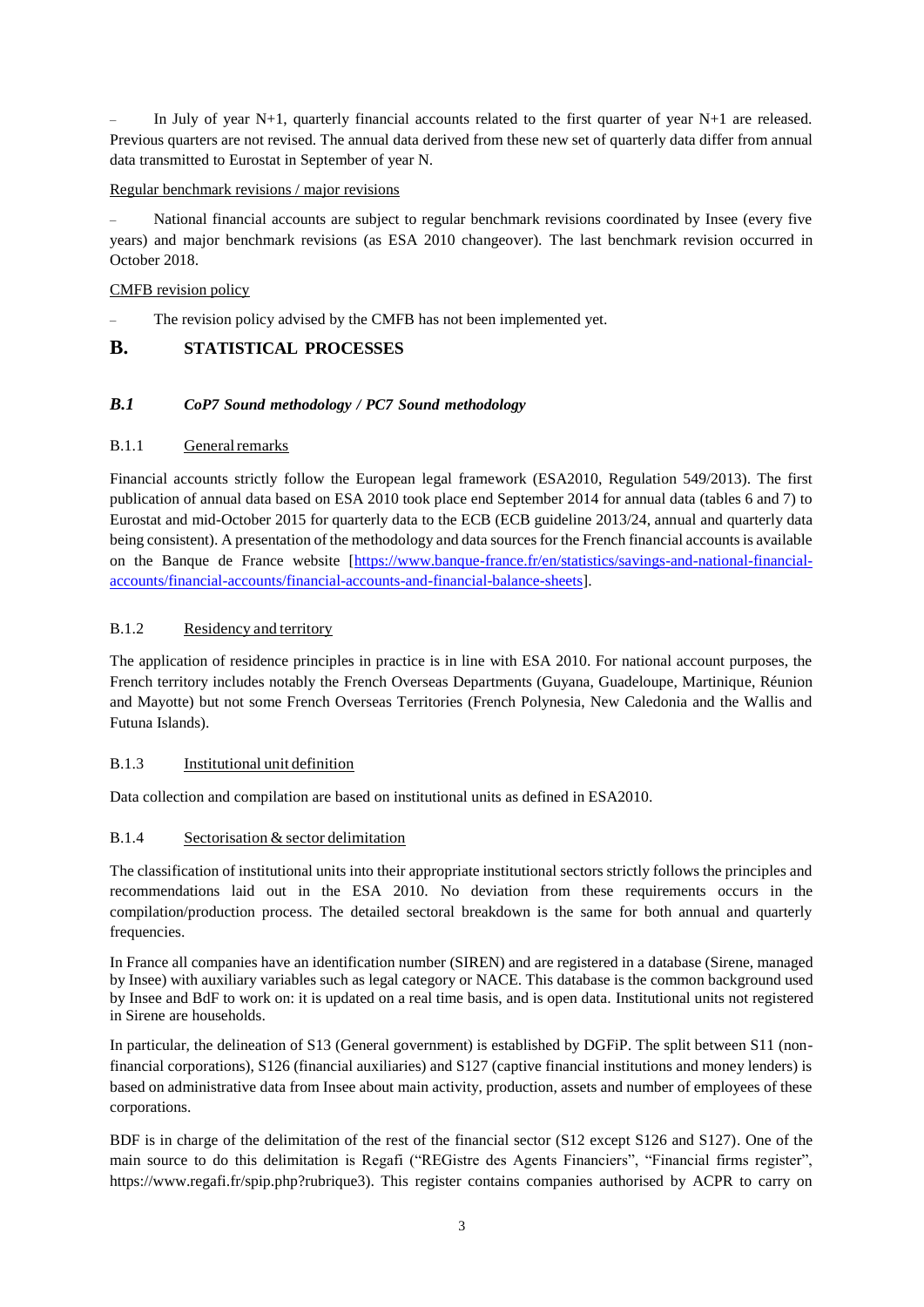- In July of year N+1, quarterly financial accounts related to the first quarter of year N+1 are released. Previous quarters are not revised. The annual data derived from these new set of quarterly data differ from annual data transmitted to Eurostat in September of year N.

Regular benchmark revisions / major revisions

- National financial accounts are subject to regular benchmark revisions coordinated by Insee (every five years) and major benchmark revisions (as ESA 2010 changeover). The last benchmark revision occurred in October 2018.

CMFB revision policy

- The revision policy advised by the CMFB has not been implemented yet.

## B. STATISTICAL PROCESSES

### *B.1 CoP7 Sound methodology / PC7 Sound methodology*

#### B.1.1 General remarks

Financial accounts strictly follow the European legal framework (ESA2010, Regulation 549/2013). The first publication of annual data based on ESA 2010 took place end September 2014 for annual data (tables 6 and 7) to Eurostat and mid-October 2015 for quarterly data to the ECB (ECB guideline 2013/24, annual and quarterly data being consistent). A presentation of the methodology and data sources for the French financial accounts is available on the Banque de France website [https://www.banque-france.fr/en/statistics/savings-and-national-financial-accounts/financial-accounts/financial-accounts-and-financial-balance-sheets].

#### B.1.2 Residency and territory

The application of residence principles in practice is in line with ESA 2010. For national account purposes, the French territory includes notably the French Overseas Departments (Guyana, Guadeloupe, Martinique, Réunion and Mayotte) but not some French Overseas Territories (French Polynesia, New Caledonia and the Wallis and Futuna Islands).

#### B.1.3 Institutional unit definition

Data collection and compilation are based on institutional units as defined in ESA2010.

#### B.1.4 Sectorisation & sector delimitation

The classification of institutional units into their appropriate institutional sectors strictly follows the principles and recommendations laid out in the ESA 2010. No deviation from these requirements occurs in the compilation/production process. The detailed sectoral breakdown is the same for both annual and quarterly frequencies.

In France all companies have an identification number (SIREN) and are registered in a database (Sirene, managed by Insee) with auxiliary variables such as legal category or NACE. This database is the common background used by Insee and BdF to work on: it is updated on a real time basis, and is open data. Institutional units not registered in Sirene are households.

In particular, the delineation of S13 (General government) is established by DGFiP. The split between S11 (non-financial corporations), S126 (financial auxiliaries) and S127 (captive financial institutions and money lenders) is based on administrative data from Insee about main activity, production, assets and number of employees of these corporations.

BDF is in charge of the delimitation of the rest of the financial sector (S12 except S126 and S127). One of the main source to do this delimitation is Regafi ("REGistre des Agents Financiers", "Financial firms register", https://www.regafi.fr/spip.php?rubrique3). This register contains companies authorised by ACPR to carry on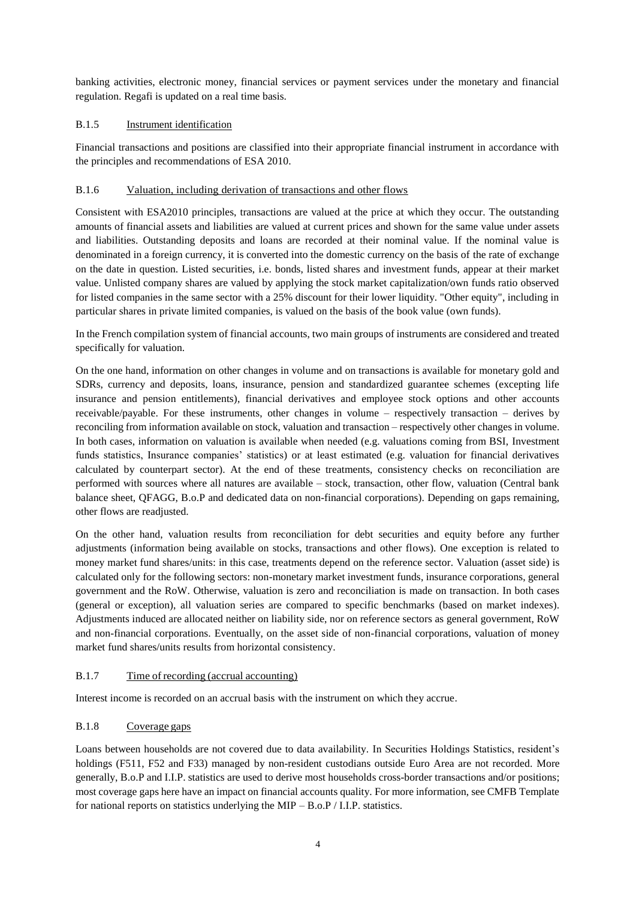banking activities, electronic money, financial services or payment services under the monetary and financial regulation. Regafi is updated on a real time basis.

### B.1.5 Instrument identification

Financial transactions and positions are classified into their appropriate financial instrument in accordance with the principles and recommendations of ESA 2010.

### B.1.6 Valuation, including derivation of transactions and other flows

Consistent with ESA2010 principles, transactions are valued at the price at which they occur. The outstanding amounts of financial assets and liabilities are valued at current prices and shown for the same value under assets and liabilities. Outstanding deposits and loans are recorded at their nominal value. If the nominal value is denominated in a foreign currency, it is converted into the domestic currency on the basis of the rate of exchange on the date in question. Listed securities, i.e. bonds, listed shares and investment funds, appear at their market value. Unlisted company shares are valued by applying the stock market capitalization/own funds ratio observed for listed companies in the same sector with a 25% discount for their lower liquidity. "Other equity", including in particular shares in private limited companies, is valued on the basis of the book value (own funds).

In the French compilation system of financial accounts, two main groups of instruments are considered and treated specifically for valuation.

On the one hand, information on other changes in volume and on transactions is available for monetary gold and SDRs, currency and deposits, loans, insurance, pension and standardized guarantee schemes (excepting life insurance and pension entitlements), financial derivatives and employee stock options and other accounts receivable/payable. For these instruments, other changes in volume – respectively transaction – derives by reconciling from information available on stock, valuation and transaction – respectively other changes in volume. In both cases, information on valuation is available when needed (e.g. valuations coming from BSI, Investment funds statistics, Insurance companies' statistics) or at least estimated (e.g. valuation for financial derivatives calculated by counterpart sector). At the end of these treatments, consistency checks on reconciliation are performed with sources where all natures are available – stock, transaction, other flow, valuation (Central bank balance sheet, QFAGG, B.o.P and dedicated data on non-financial corporations). Depending on gaps remaining, other flows are readjusted.

On the other hand, valuation results from reconciliation for debt securities and equity before any further adjustments (information being available on stocks, transactions and other flows). One exception is related to money market fund shares/units: in this case, treatments depend on the reference sector. Valuation (asset side) is calculated only for the following sectors: non-monetary market investment funds, insurance corporations, general government and the RoW. Otherwise, valuation is zero and reconciliation is made on transaction. In both cases (general or exception), all valuation series are compared to specific benchmarks (based on market indexes). Adjustments induced are allocated neither on liability side, nor on reference sectors as general government, RoW and non-financial corporations. Eventually, on the asset side of non-financial corporations, valuation of money market fund shares/units results from horizontal consistency.

### B.1.7 Time of recording (accrual accounting)

Interest income is recorded on an accrual basis with the instrument on which they accrue.

### B.1.8 Coverage gaps

Loans between households are not covered due to data availability. In Securities Holdings Statistics, resident's holdings (F511, F52 and F33) managed by non-resident custodians outside Euro Area are not recorded. More generally, B.o.P and I.I.P. statistics are used to derive most households cross-border transactions and/or positions; most coverage gaps here have an impact on financial accounts quality. For more information, see CMFB Template for national reports on statistics underlying the MIP – B.o.P / I.I.P. statistics.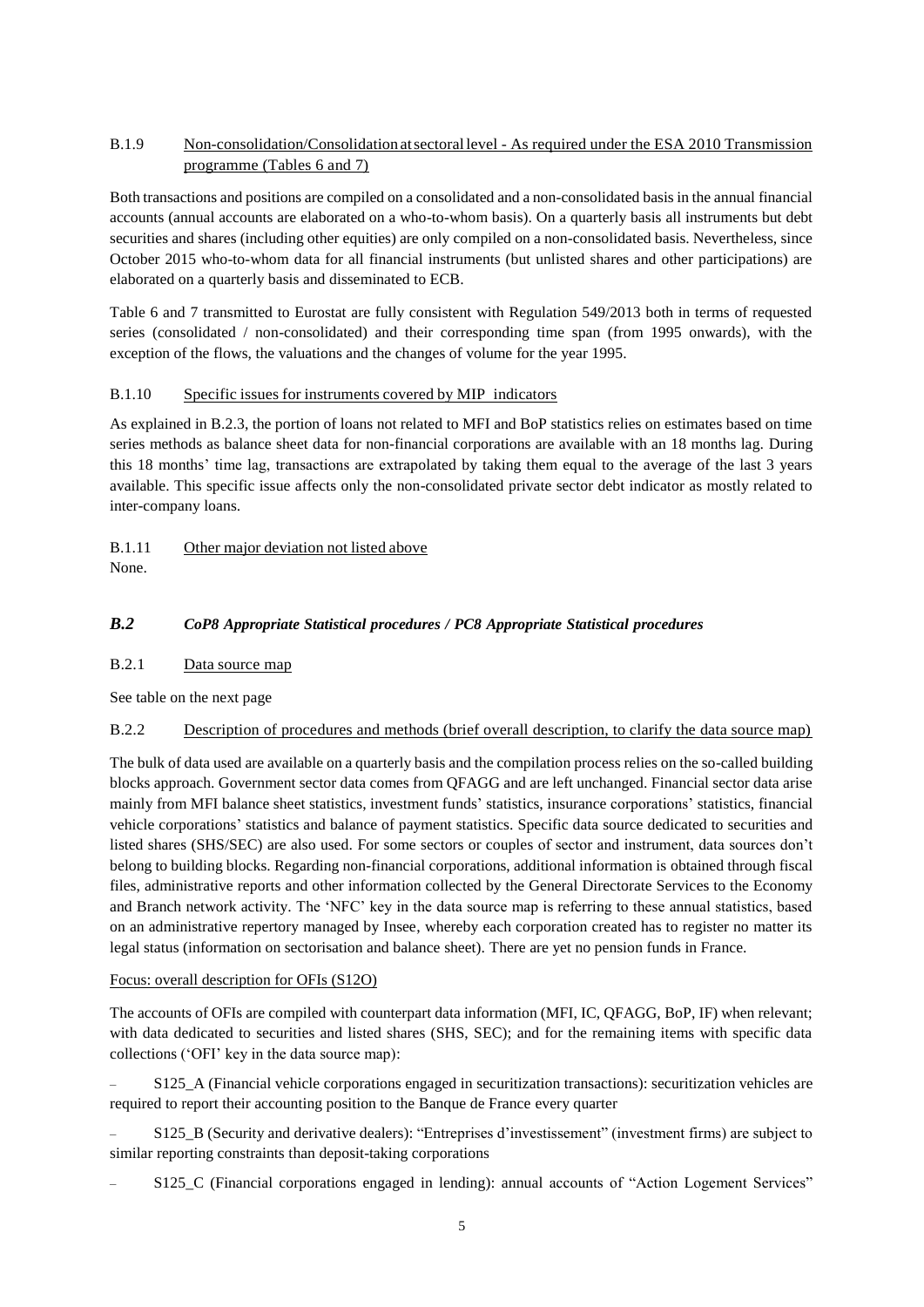#### B.1.9 Non-consolidation/Consolidation at sectoral level - As required under the ESA 2010 Transmission programme (Tables 6 and 7)

Both transactions and positions are compiled on a consolidated and a non-consolidated basis in the annual financial accounts (annual accounts are elaborated on a who-to-whom basis). On a quarterly basis all instruments but debt securities and shares (including other equities) are only compiled on a non-consolidated basis. Nevertheless, since October 2015 who-to-whom data for all financial instruments (but unlisted shares and other participations) are elaborated on a quarterly basis and disseminated to ECB.

Table 6 and 7 transmitted to Eurostat are fully consistent with Regulation 549/2013 both in terms of requested series (consolidated / non-consolidated) and their corresponding time span (from 1995 onwards), with the exception of the flows, the valuations and the changes of volume for the year 1995.

#### B.1.10 Specific issues for instruments covered by MIP indicators

As explained in B.2.3, the portion of loans not related to MFI and BoP statistics relies on estimates based on time series methods as balance sheet data for non-financial corporations are available with an 18 months lag. During this 18 months' time lag, transactions are extrapolated by taking them equal to the average of the last 3 years available. This specific issue affects only the non-consolidated private sector debt indicator as mostly related to inter-company loans.

#### B.1.11 Other major deviation not listed above

None.

### *B.2 CoP8 Appropriate Statistical procedures / PC8 Appropriate Statistical procedures*

#### B.2.1 Data source map

See table on the next page

#### B.2.2 Description of procedures and methods (brief overall description, to clarify the data source map)

The bulk of data used are available on a quarterly basis and the compilation process relies on the so-called building blocks approach. Government sector data comes from QFAGG and are left unchanged. Financial sector data arise mainly from MFI balance sheet statistics, investment funds' statistics, insurance corporations' statistics, financial vehicle corporations' statistics and balance of payment statistics. Specific data source dedicated to securities and listed shares (SHS/SEC) are also used. For some sectors or couples of sector and instrument, data sources don't belong to building blocks. Regarding non-financial corporations, additional information is obtained through fiscal files, administrative reports and other information collected by the General Directorate Services to the Economy and Branch network activity. The 'NFC' key in the data source map is referring to these annual statistics, based on an administrative repertory managed by Insee, whereby each corporation created has to register no matter its legal status (information on sectorisation and balance sheet). There are yet no pension funds in France.

Focus: overall description for OFIs (S12O)

The accounts of OFIs are compiled with counterpart data information (MFI, IC, QFAGG, BoP, IF) when relevant; with data dedicated to securities and listed shares (SHS, SEC); and for the remaining items with specific data collections ('OFI' key in the data source map):

- S125_A (Financial vehicle corporations engaged in securitization transactions): securitization vehicles are required to report their accounting position to the Banque de France every quarter
- S125_B (Security and derivative dealers): "Entreprises d'investissement" (investment firms) are subject to similar reporting constraints than deposit-taking corporations
- S125_C (Financial corporations engaged in lending): annual accounts of "Action Logement Services"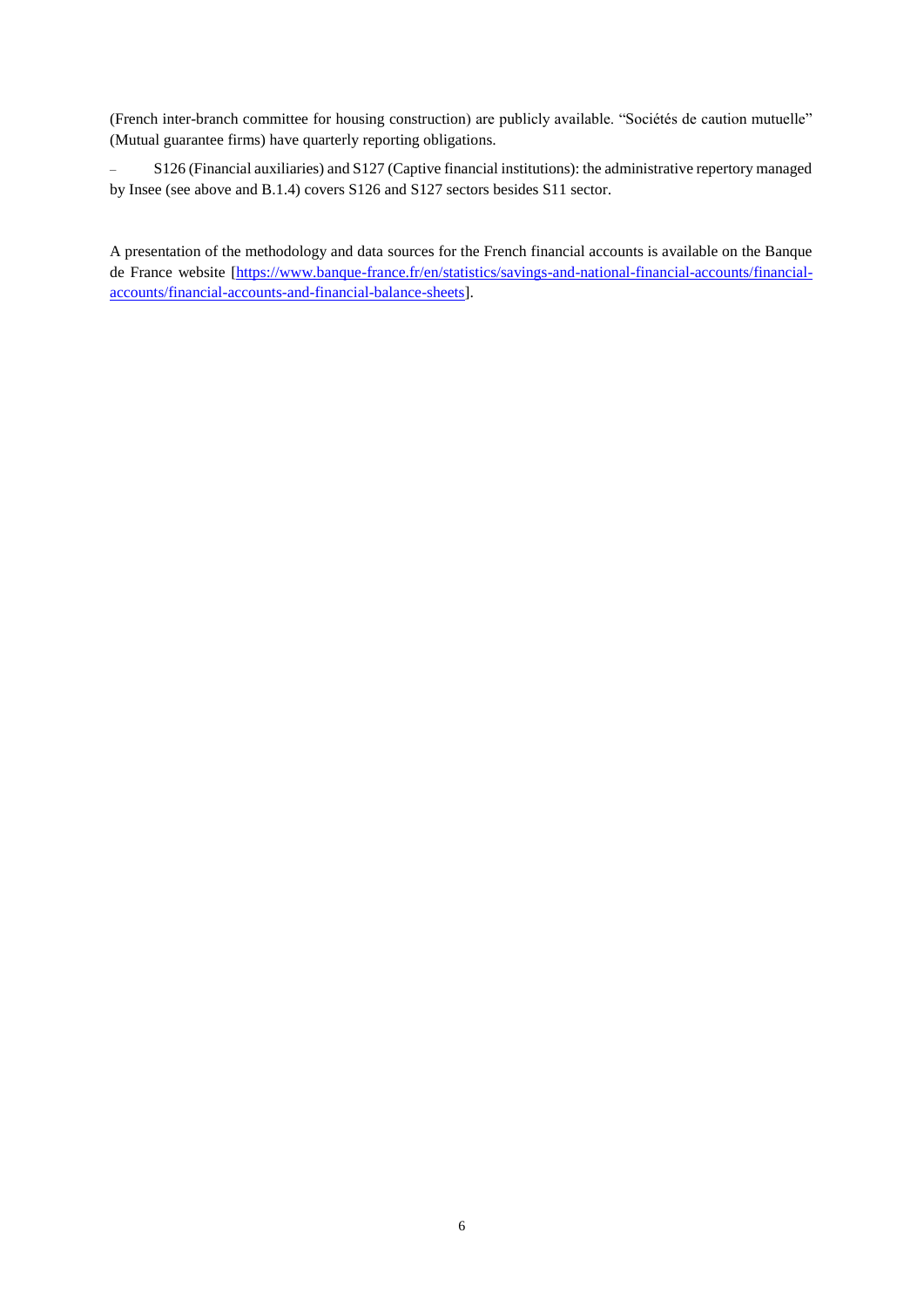(French inter-branch committee for housing construction) are publicly available. "Sociétés de caution mutuelle" (Mutual guarantee firms) have quarterly reporting obligations.

- S126 (Financial auxiliaries) and S127 (Captive financial institutions): the administrative repertory managed by Insee (see above and B.1.4) covers S126 and S127 sectors besides S11 sector.

A presentation of the methodology and data sources for the French financial accounts is available on the Banque de France website [https://www.banque-france.fr/en/statistics/savings-and-national-financial-accounts/financial-accounts/financial-accounts-and-financial-balance-sheets].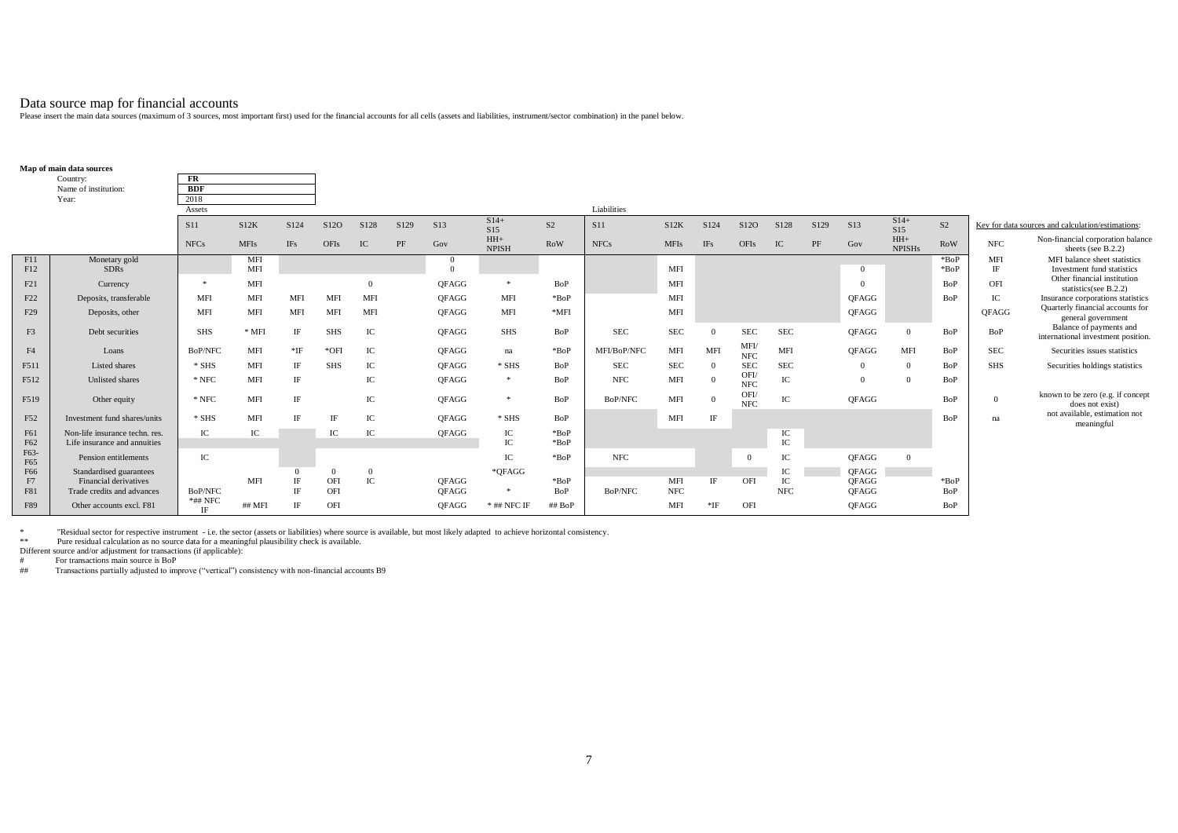# Data source map for financial accounts

Please insert the main data sources (maximum of 3 sources, most important first) used for the financial accounts for all cells (assets and liabilities, instrument/sector combination) in the panel below.

**Map of main data sources**

| | |
|---|---|
| Country: | **FR** |
| Name of institution: | **BDF** |
| Year: | 2018 |

| | | Assets | | | | | | | | | Liabilities | | | | | | | | |
|---|---|---|---|---|---|---|---|---|---|---|---|---|---|---|---|---|---|---|---|
| | | S11 | S12K | S124 | S12O | S128 | S129 | S13 | S14+ S15 | S2 | S11 | S12K | S124 | S12O | S128 | S129 | S13 | S14+ S15 | S2 |
| | | NFCs | MFIs | IFs | OFIs | IC | PF | Gov | HH+ NPISH | RoW | NFCs | MFIs | IFs | OFIs | IC | PF | Gov | HH+ NPISHs | RoW |
| F11 | Monetary gold | | MFI | | | | | 0 | | | | | | | | | | | *BoP |
| F12 | SDRs | | MFI | | | | | 0 | | | | MFI | | | | | 0 | | *BoP |
| F21 | Currency | * | MFI | | | 0 | | QFAGG | * | BoP | | MFI | | | | | 0 | | BoP |
| F22 | Deposits, transferable | MFI | MFI | MFI | MFI | MFI | | QFAGG | MFI | *BoP | | MFI | | | | | QFAGG | | BoP |
| F29 | Deposits, other | MFI | MFI | MFI | MFI | MFI | | QFAGG | MFI | *MFI | | MFI | | | | | QFAGG | | |
| F3 | Debt securities | SHS | * MFI | IF | SHS | IC | | QFAGG | SHS | BoP | SEC | SEC | 0 | SEC | SEC | | QFAGG | 0 | BoP |
| F4 | Loans | BoP/NFC | MFI | *IF | *OFI | IC | | QFAGG | na | *BoP | MFI/BoP/NFC | MFI | MFI | MFI/ NFC | MFI | | QFAGG | MFI | BoP |
| F511 | Listed shares | * SHS | MFI | IF | SHS | IC | | QFAGG | * SHS | BoP | SEC | SEC | 0 | SEC | SEC | | 0 | 0 | BoP |
| F512 | Unlisted shares | * NFC | MFI | IF | | IC | | QFAGG | * | BoP | NFC | MFI | 0 | OFI/ NFC | IC | | 0 | 0 | BoP |
| F519 | Other equity | * NFC | MFI | IF | | IC | | QFAGG | * | BoP | BoP/NFC | MFI | 0 | OFI/ NFC | IC | | QFAGG | | BoP |
| F52 | Investment fund shares/units | * SHS | MFI | IF | IF | IC | | QFAGG | * SHS | BoP | | MFI | IF | | | | | | BoP |
| F61 | Non-life insurance techn. res. | IC | IC | | IC | IC | | QFAGG | IC | *BoP | | | | | IC | | | | |
| F62 | Life insurance and annuities | | | | | | | | IC | *BoP | | | | | IC | | | | |
| F63-F65 | Pension entitlements | IC | | | | | | | IC | *BoP | NFC | | | 0 | IC | | QFAGG | 0 | |
| F66 | Standardised guarantees | | | 0 | 0 | 0 | | | *QFAGG | | | | | | IC | | QFAGG | | |
| F7 | Financial derivatives | | MFI | IF | OFI | IC | | QFAGG | | *BoP | | MFI | IF | OFI | IC | | QFAGG | | *BoP |
| F81 | Trade credits and advances | BoP/NFC | | IF | OFI | | | QFAGG | * | BoP | BoP/NFC | NFC | | | NFC | | QFAGG | | BoP |
| F89 | Other accounts excl. F81 | *## NFC IF | ## MFI | IF | OFI | | | QFAGG | * ## NFC IF | ## BoP | | MFI | *IF | OFI | | | QFAGG | | BoP |

Key for data sources and calculation/estimations:

| | |
|---|---|
| NFC | Non-financial corporation balance sheets (see B.2.2) |
| MFI | MFI balance sheet statistics |
| IF | Investment fund statistics |
| OFI | Other financial institution statistics(see B.2.2) |
| IC | Insurance corporations statistics |
| QFAGG | Quarterly financial accounts for general government |
| BoP | Balance of payments and international investment position. |
| SEC | Securities issues statistics |
| SHS | Securities holdings statistics |
| 0 | known to be zero (e.g. if concept does not exist) |
| na | not available, estimation not meaningful |

\* "Residual sector for respective instrument - i.e. the sector (assets or liabilities) where source is available, but most likely adapted to achieve horizontal consistency.

\*\* Pure residual calculation as no source data for a meaningful plausibility check is available.

Different source and/or adjustment for transactions (if applicable):

\# For transactions main source is BoP

\## Transactions partially adjusted to improve ("vertical") consistency with non-financial accounts B9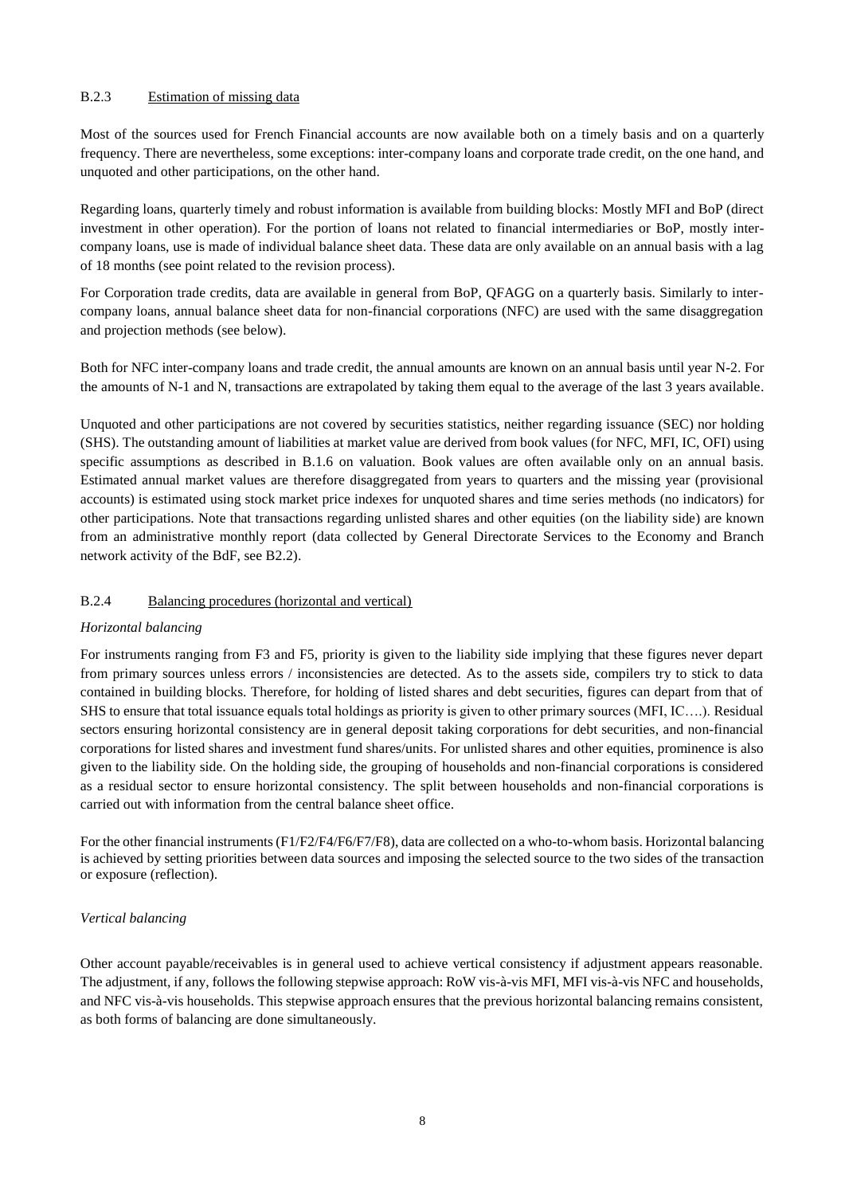### B.2.3 Estimation of missing data

Most of the sources used for French Financial accounts are now available both on a timely basis and on a quarterly frequency. There are nevertheless, some exceptions: inter-company loans and corporate trade credit, on the one hand, and unquoted and other participations, on the other hand.

Regarding loans, quarterly timely and robust information is available from building blocks: Mostly MFI and BoP (direct investment in other operation). For the portion of loans not related to financial intermediaries or BoP, mostly inter-company loans, use is made of individual balance sheet data. These data are only available on an annual basis with a lag of 18 months (see point related to the revision process).

For Corporation trade credits, data are available in general from BoP, QFAGG on a quarterly basis. Similarly to inter-company loans, annual balance sheet data for non-financial corporations (NFC) are used with the same disaggregation and projection methods (see below).

Both for NFC inter-company loans and trade credit, the annual amounts are known on an annual basis until year N-2. For the amounts of N-1 and N, transactions are extrapolated by taking them equal to the average of the last 3 years available.

Unquoted and other participations are not covered by securities statistics, neither regarding issuance (SEC) nor holding (SHS). The outstanding amount of liabilities at market value are derived from book values (for NFC, MFI, IC, OFI) using specific assumptions as described in B.1.6 on valuation. Book values are often available only on an annual basis. Estimated annual market values are therefore disaggregated from years to quarters and the missing year (provisional accounts) is estimated using stock market price indexes for unquoted shares and time series methods (no indicators) for other participations. Note that transactions regarding unlisted shares and other equities (on the liability side) are known from an administrative monthly report (data collected by General Directorate Services to the Economy and Branch network activity of the BdF, see B2.2).

### B.2.4 Balancing procedures (horizontal and vertical)

*Horizontal balancing*

For instruments ranging from F3 and F5, priority is given to the liability side implying that these figures never depart from primary sources unless errors / inconsistencies are detected. As to the assets side, compilers try to stick to data contained in building blocks. Therefore, for holding of listed shares and debt securities, figures can depart from that of SHS to ensure that total issuance equals total holdings as priority is given to other primary sources (MFI, IC….). Residual sectors ensuring horizontal consistency are in general deposit taking corporations for debt securities, and non-financial corporations for listed shares and investment fund shares/units. For unlisted shares and other equities, prominence is also given to the liability side. On the holding side, the grouping of households and non-financial corporations is considered as a residual sector to ensure horizontal consistency. The split between households and non-financial corporations is carried out with information from the central balance sheet office.

For the other financial instruments (F1/F2/F4/F6/F7/F8), data are collected on a who-to-whom basis. Horizontal balancing is achieved by setting priorities between data sources and imposing the selected source to the two sides of the transaction or exposure (reflection).

*Vertical balancing*

Other account payable/receivables is in general used to achieve vertical consistency if adjustment appears reasonable. The adjustment, if any, follows the following stepwise approach: RoW vis-à-vis MFI, MFI vis-à-vis NFC and households, and NFC vis-à-vis households. This stepwise approach ensures that the previous horizontal balancing remains consistent, as both forms of balancing are done simultaneously.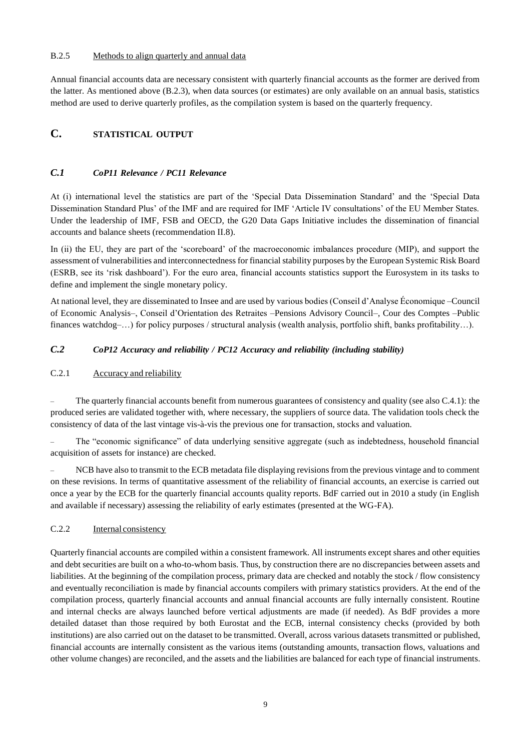B.2.5 Methods to align quarterly and annual data

Annual financial accounts data are necessary consistent with quarterly financial accounts as the former are derived from the latter. As mentioned above (B.2.3), when data sources (or estimates) are only available on an annual basis, statistics method are used to derive quarterly profiles, as the compilation system is based on the quarterly frequency.

# C. STATISTICAL OUTPUT

## *C.1 CoP11 Relevance / PC11 Relevance*

At (i) international level the statistics are part of the 'Special Data Dissemination Standard' and the 'Special Data Dissemination Standard Plus' of the IMF and are required for IMF 'Article IV consultations' of the EU Member States. Under the leadership of IMF, FSB and OECD, the G20 Data Gaps Initiative includes the dissemination of financial accounts and balance sheets (recommendation II.8).

In (ii) the EU, they are part of the 'scoreboard' of the macroeconomic imbalances procedure (MIP), and support the assessment of vulnerabilities and interconnectedness for financial stability purposes by the European Systemic Risk Board (ESRB, see its 'risk dashboard'). For the euro area, financial accounts statistics support the Eurosystem in its tasks to define and implement the single monetary policy.

At national level, they are disseminated to Insee and are used by various bodies (Conseil d'Analyse Économique –Council of Economic Analysis–, Conseil d'Orientation des Retraites –Pensions Advisory Council–, Cour des Comptes –Public finances watchdog–…) for policy purposes / structural analysis (wealth analysis, portfolio shift, banks profitability…).

## *C.2 CoP12 Accuracy and reliability / PC12 Accuracy and reliability (including stability)*

C.2.1 Accuracy and reliability

- The quarterly financial accounts benefit from numerous guarantees of consistency and quality (see also C.4.1): the produced series are validated together with, where necessary, the suppliers of source data. The validation tools check the consistency of data of the last vintage vis-à-vis the previous one for transaction, stocks and valuation.
- The "economic significance" of data underlying sensitive aggregate (such as indebtedness, household financial acquisition of assets for instance) are checked.
- NCB have also to transmit to the ECB metadata file displaying revisions from the previous vintage and to comment on these revisions. In terms of quantitative assessment of the reliability of financial accounts, an exercise is carried out once a year by the ECB for the quarterly financial accounts quality reports. BdF carried out in 2010 a study (in English and available if necessary) assessing the reliability of early estimates (presented at the WG-FA).

C.2.2 Internal consistency

Quarterly financial accounts are compiled within a consistent framework. All instruments except shares and other equities and debt securities are built on a who-to-whom basis. Thus, by construction there are no discrepancies between assets and liabilities. At the beginning of the compilation process, primary data are checked and notably the stock / flow consistency and eventually reconciliation is made by financial accounts compilers with primary statistics providers. At the end of the compilation process, quarterly financial accounts and annual financial accounts are fully internally consistent. Routine and internal checks are always launched before vertical adjustments are made (if needed). As BdF provides a more detailed dataset than those required by both Eurostat and the ECB, internal consistency checks (provided by both institutions) are also carried out on the dataset to be transmitted. Overall, across various datasets transmitted or published, financial accounts are internally consistent as the various items (outstanding amounts, transaction flows, valuations and other volume changes) are reconciled, and the assets and the liabilities are balanced for each type of financial instruments.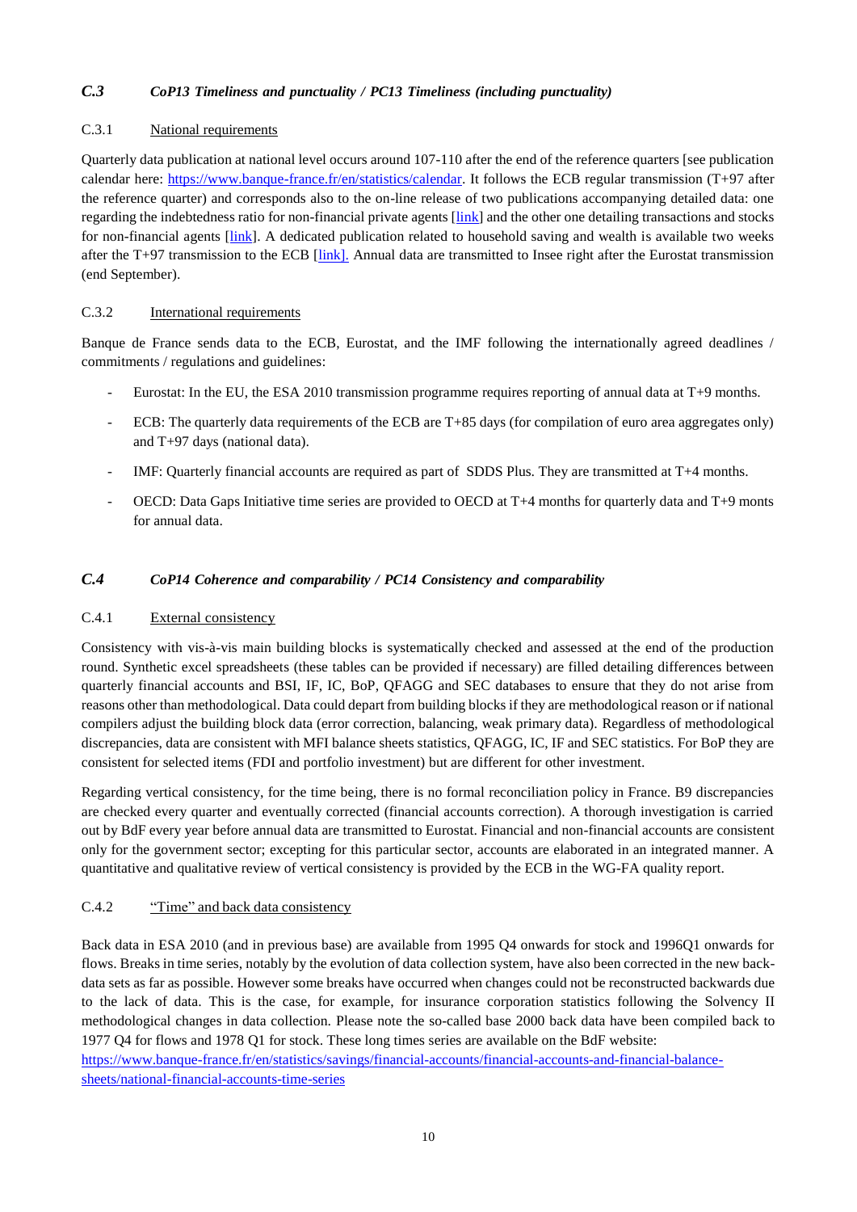## *C.3 CoP13 Timeliness and punctuality / PC13 Timeliness (including punctuality)*

### C.3.1 National requirements

Quarterly data publication at national level occurs around 107-110 after the end of the reference quarters [see publication calendar here: https://www.banque-france.fr/en/statistics/calendar. It follows the ECB regular transmission (T+97 after the reference quarter) and corresponds also to the on-line release of two publications accompanying detailed data: one regarding the indebtedness ratio for non-financial private agents [link] and the other one detailing transactions and stocks for non-financial agents [link]. A dedicated publication related to household saving and wealth is available two weeks after the T+97 transmission to the ECB [link]. Annual data are transmitted to Insee right after the Eurostat transmission (end September).

### C.3.2 International requirements

Banque de France sends data to the ECB, Eurostat, and the IMF following the internationally agreed deadlines / commitments / regulations and guidelines:

- Eurostat: In the EU, the ESA 2010 transmission programme requires reporting of annual data at T+9 months.
- ECB: The quarterly data requirements of the ECB are T+85 days (for compilation of euro area aggregates only) and T+97 days (national data).
- IMF: Quarterly financial accounts are required as part of SDDS Plus. They are transmitted at T+4 months.
- OECD: Data Gaps Initiative time series are provided to OECD at T+4 months for quarterly data and T+9 monts for annual data.

## *C.4 CoP14 Coherence and comparability / PC14 Consistency and comparability*

### C.4.1 External consistency

Consistency with vis-à-vis main building blocks is systematically checked and assessed at the end of the production round. Synthetic excel spreadsheets (these tables can be provided if necessary) are filled detailing differences between quarterly financial accounts and BSI, IF, IC, BoP, QFAGG and SEC databases to ensure that they do not arise from reasons other than methodological. Data could depart from building blocks if they are methodological reason or if national compilers adjust the building block data (error correction, balancing, weak primary data). Regardless of methodological discrepancies, data are consistent with MFI balance sheets statistics, QFAGG, IC, IF and SEC statistics. For BoP they are consistent for selected items (FDI and portfolio investment) but are different for other investment.

Regarding vertical consistency, for the time being, there is no formal reconciliation policy in France. B9 discrepancies are checked every quarter and eventually corrected (financial accounts correction). A thorough investigation is carried out by BdF every year before annual data are transmitted to Eurostat. Financial and non-financial accounts are consistent only for the government sector; excepting for this particular sector, accounts are elaborated in an integrated manner. A quantitative and qualitative review of vertical consistency is provided by the ECB in the WG-FA quality report.

### C.4.2 "Time" and back data consistency

Back data in ESA 2010 (and in previous base) are available from 1995 Q4 onwards for stock and 1996Q1 onwards for flows. Breaks in time series, notably by the evolution of data collection system, have also been corrected in the new back-data sets as far as possible. However some breaks have occurred when changes could not be reconstructed backwards due to the lack of data. This is the case, for example, for insurance corporation statistics following the Solvency II methodological changes in data collection. Please note the so-called base 2000 back data have been compiled back to 1977 Q4 for flows and 1978 Q1 for stock. These long times series are available on the BdF website:
https://www.banque-france.fr/en/statistics/savings/financial-accounts/financial-accounts-and-financial-balance-sheets/national-financial-accounts-time-series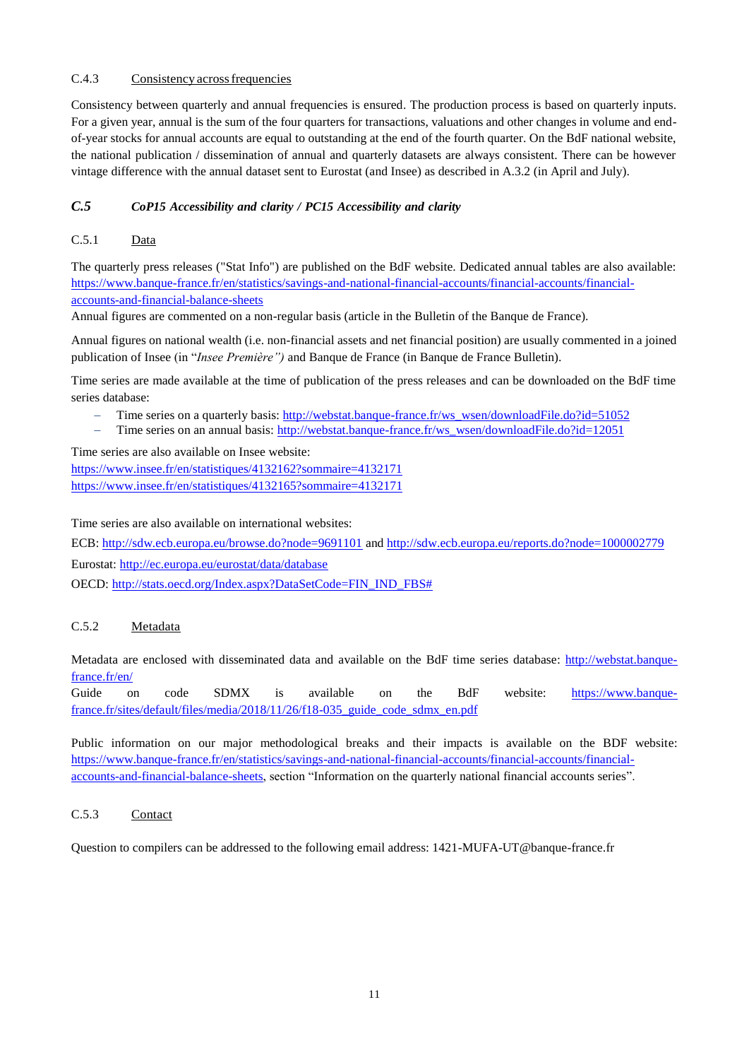#### C.4.3 Consistency across frequencies

Consistency between quarterly and annual frequencies is ensured. The production process is based on quarterly inputs. For a given year, annual is the sum of the four quarters for transactions, valuations and other changes in volume and end-of-year stocks for annual accounts are equal to outstanding at the end of the fourth quarter. On the BdF national website, the national publication / dissemination of annual and quarterly datasets are always consistent. There can be however vintage difference with the annual dataset sent to Eurostat (and Insee) as described in A.3.2 (in April and July).

### *C.5 CoP15 Accessibility and clarity / PC15 Accessibility and clarity*

#### C.5.1 Data

The quarterly press releases ("Stat Info") are published on the BdF website. Dedicated annual tables are also available: https://www.banque-france.fr/en/statistics/savings-and-national-financial-accounts/financial-accounts/financial-accounts-and-financial-balance-sheets

Annual figures are commented on a non-regular basis (article in the Bulletin of the Banque de France).

Annual figures on national wealth (i.e. non-financial assets and net financial position) are usually commented in a joined publication of Insee (in "*Insee Première")* and Banque de France (in Banque de France Bulletin).

Time series are made available at the time of publication of the press releases and can be downloaded on the BdF time series database:

- Time series on a quarterly basis: http://webstat.banque-france.fr/ws_wsen/downloadFile.do?id=51052
- Time series on an annual basis: http://webstat.banque-france.fr/ws_wsen/downloadFile.do?id=12051

Time series are also available on Insee website:
https://www.insee.fr/en/statistiques/4132162?sommaire=4132171
https://www.insee.fr/en/statistiques/4132165?sommaire=4132171

Time series are also available on international websites:

ECB: http://sdw.ecb.europa.eu/browse.do?node=9691101 and http://sdw.ecb.europa.eu/reports.do?node=1000002779

Eurostat: http://ec.europa.eu/eurostat/data/database

OECD: http://stats.oecd.org/Index.aspx?DataSetCode=FIN_IND_FBS#

#### C.5.2 Metadata

Metadata are enclosed with disseminated data and available on the BdF time series database: http://webstat.banque-france.fr/en/
Guide on code SDMX is available on the BdF website: https://www.banque-france.fr/sites/default/files/media/2018/11/26/f18-035_guide_code_sdmx_en.pdf

Public information on our major methodological breaks and their impacts is available on the BDF website: https://www.banque-france.fr/en/statistics/savings-and-national-financial-accounts/financial-accounts/financial-accounts-and-financial-balance-sheets, section "Information on the quarterly national financial accounts series".

#### C.5.3 Contact

Question to compilers can be addressed to the following email address: 1421-MUFA-UT@banque-france.fr